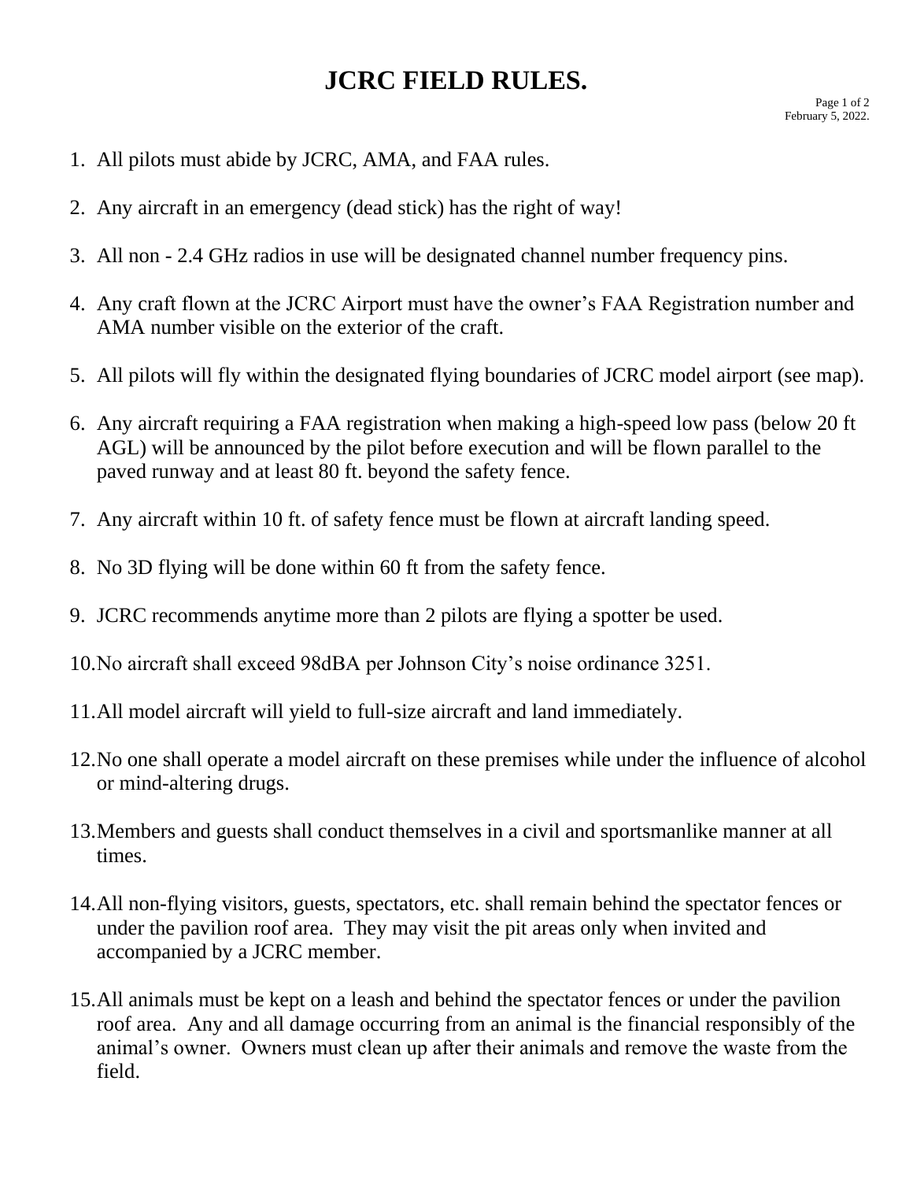# JCRC FIELD RULES.

February 5, 2022.

1. All pilots must abide by JCRC, AMA, and FAA rules.

2. Any aircraft in an emergency (dead stick) has the right of way!

3. All non - 2.4 GHz radios in use will be designated channel number frequency pins.

4. Any craft flown at the JCRC Airport must have the owner's FAA Registration number and AMA number visible on the exterior of the craft.

5. All pilots will fly within the designated flying boundaries of JCRC model airport (see map).

6. Any aircraft requiring a FAA registration when making a high-speed low pass (below 20 ft AGL) will be announced by the pilot before execution and will be flown parallel to the paved runway and at least 80 ft. beyond the safety fence.

7. Any aircraft within 10 ft. of safety fence must be flown at aircraft landing speed.

8. No 3D flying will be done within 60 ft from the safety fence.

9. JCRC recommends anytime more than 2 pilots are flying a spotter be used.

10. No aircraft shall exceed 98dBA per Johnson City's noise ordinance 3251.

11. All model aircraft will yield to full-size aircraft and land immediately.

12. No one shall operate a model aircraft on these premises while under the influence of alcohol or mind-altering drugs.

13. Members and guests shall conduct themselves in a civil and sportsmanlike manner at all times.

14. All non-flying visitors, guests, spectators, etc. shall remain behind the spectator fences or under the pavilion roof area. They may visit the pit areas only when invited and accompanied by a JCRC member.

15. All animals must be kept on a leash and behind the spectator fences or under the pavilion roof area. Any and all damage occurring from an animal is the financial responsibly of the animal's owner. Owners must clean up after their animals and remove the waste from the field.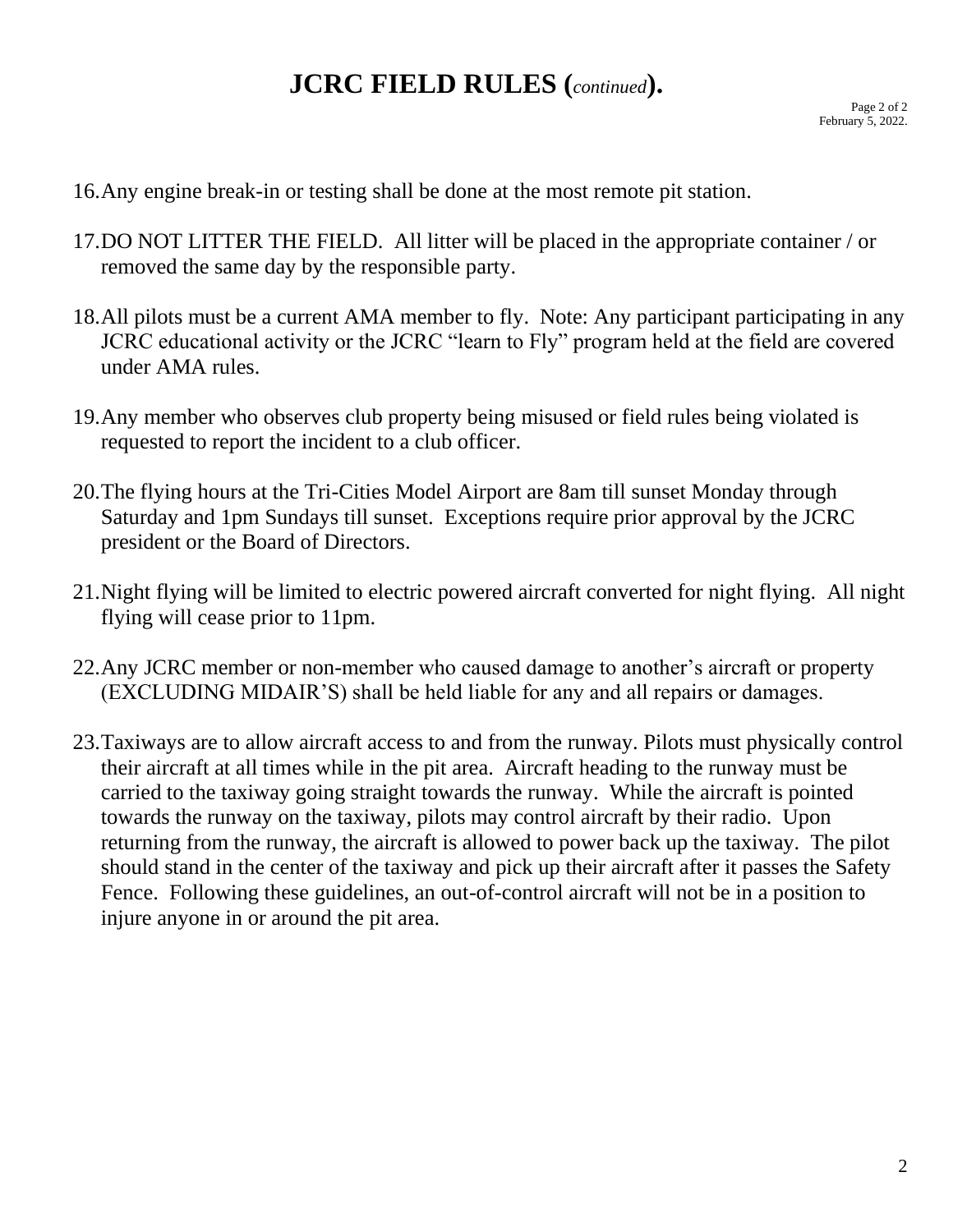# JCRC FIELD RULES (*continued*).

February 5, 2022.

16. Any engine break-in or testing shall be done at the most remote pit station.
17. DO NOT LITTER THE FIELD. All litter will be placed in the appropriate container / or removed the same day by the responsible party.
18. All pilots must be a current AMA member to fly. Note: Any participant participating in any JCRC educational activity or the JCRC "learn to Fly" program held at the field are covered under AMA rules.
19. Any member who observes club property being misused or field rules being violated is requested to report the incident to a club officer.
20. The flying hours at the Tri-Cities Model Airport are 8am till sunset Monday through Saturday and 1pm Sundays till sunset. Exceptions require prior approval by the JCRC president or the Board of Directors.
21. Night flying will be limited to electric powered aircraft converted for night flying. All night flying will cease prior to 11pm.
22. Any JCRC member or non-member who caused damage to another's aircraft or property (EXCLUDING MIDAIR'S) shall be held liable for any and all repairs or damages.
23. Taxiways are to allow aircraft access to and from the runway. Pilots must physically control their aircraft at all times while in the pit area. Aircraft heading to the runway must be carried to the taxiway going straight towards the runway. While the aircraft is pointed towards the runway on the taxiway, pilots may control aircraft by their radio. Upon returning from the runway, the aircraft is allowed to power back up the taxiway. The pilot should stand in the center of the taxiway and pick up their aircraft after it passes the Safety Fence. Following these guidelines, an out-of-control aircraft will not be in a position to injure anyone in or around the pit area.